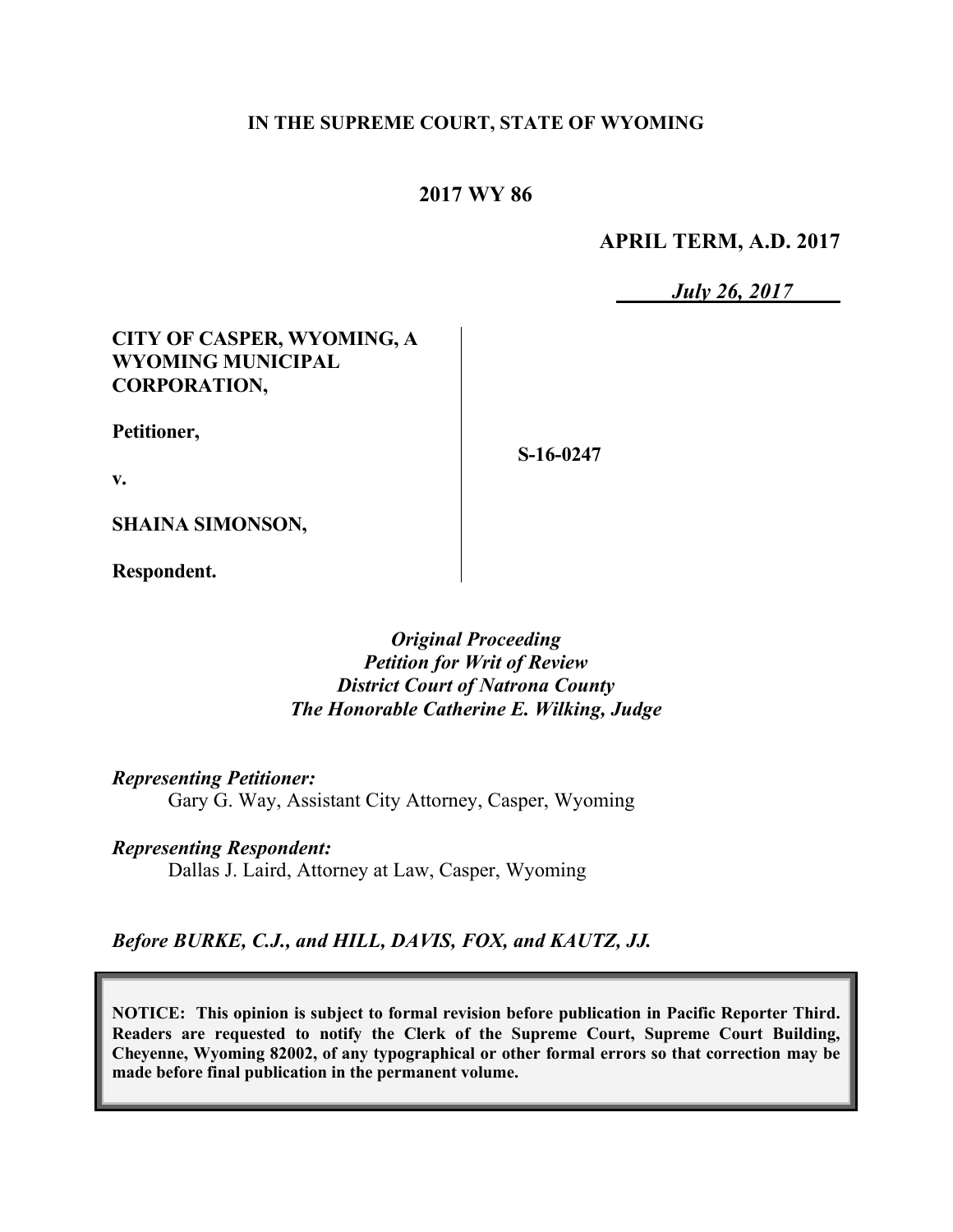**IN THE SUPREME COURT, STATE OF WYOMING**

**2017 WY 86**

**APRIL TERM, A.D. 2017**

*July 26, 2017*

**CITY OF CASPER, WYOMING, A WYOMING MUNICIPAL CORPORATION,**

**Petitioner,**

**v.**

**SHAINA SIMONSON,**

**Respondent.**

**S-16-0247**

*Original Proceeding*
*Petition for Writ of Review*
*District Court of Natrona County*
*The Honorable Catherine E. Wilking, Judge*

*Representing Petitioner:*
Gary G. Way, Assistant City Attorney, Casper, Wyoming

*Representing Respondent:*
Dallas J. Laird, Attorney at Law, Casper, Wyoming

*Before BURKE, C.J., and HILL, DAVIS, FOX, and KAUTZ, JJ.*

**NOTICE: This opinion is subject to formal revision before publication in Pacific Reporter Third. Readers are requested to notify the Clerk of the Supreme Court, Supreme Court Building, Cheyenne, Wyoming 82002, of any typographical or other formal errors so that correction may be made before final publication in the permanent volume.**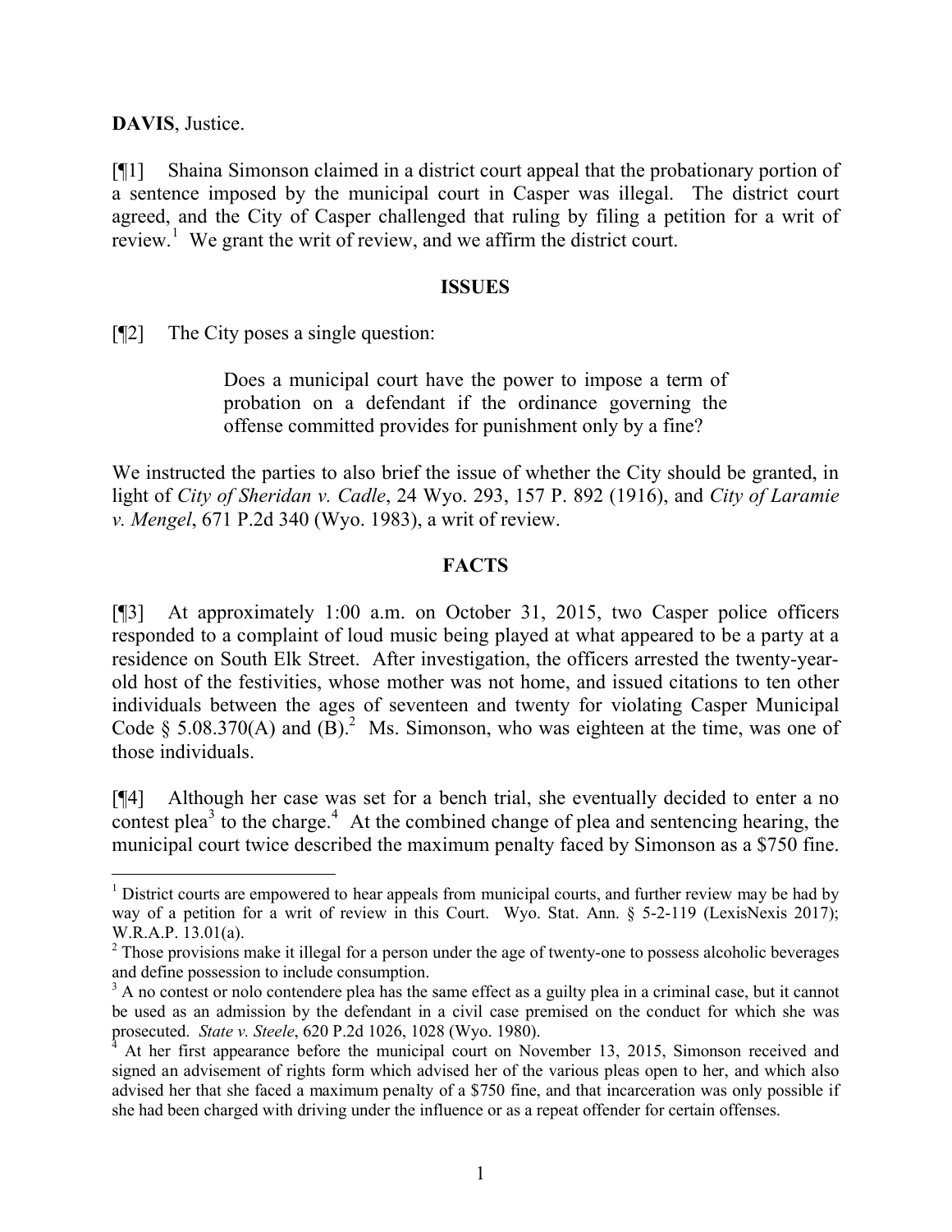**DAVIS**, Justice.

[¶1] Shaina Simonson claimed in a district court appeal that the probationary portion of a sentence imposed by the municipal court in Casper was illegal. The district court agreed, and the City of Casper challenged that ruling by filing a petition for a writ of review.[1] We grant the writ of review, and we affirm the district court.

## ISSUES

[¶2] The City poses a single question:

> Does a municipal court have the power to impose a term of probation on a defendant if the ordinance governing the offense committed provides for punishment only by a fine?

We instructed the parties to also brief the issue of whether the City should be granted, in light of *City of Sheridan v. Cadle*, 24 Wyo. 293, 157 P. 892 (1916), and *City of Laramie v. Mengel*, 671 P.2d 340 (Wyo. 1983), a writ of review.

## FACTS

[¶3] At approximately 1:00 a.m. on October 31, 2015, two Casper police officers responded to a complaint of loud music being played at what appeared to be a party at a residence on South Elk Street. After investigation, the officers arrested the twenty-year-old host of the festivities, whose mother was not home, and issued citations to ten other individuals between the ages of seventeen and twenty for violating Casper Municipal Code § 5.08.370(A) and (B).[2] Ms. Simonson, who was eighteen at the time, was one of those individuals.

[¶4] Although her case was set for a bench trial, she eventually decided to enter a no contest plea[3] to the charge.[4] At the combined change of plea and sentencing hearing, the municipal court twice described the maximum penalty faced by Simonson as a $750 fine.

---

[1] District courts are empowered to hear appeals from municipal courts, and further review may be had by way of a petition for a writ of review in this Court. Wyo. Stat. Ann. § 5-2-119 (LexisNexis 2017); W.R.A.P. 13.01(a).

[2] Those provisions make it illegal for a person under the age of twenty-one to possess alcoholic beverages and define possession to include consumption.

[3] A no contest or nolo contendere plea has the same effect as a guilty plea in a criminal case, but it cannot be used as an admission by the defendant in a civil case premised on the conduct for which she was prosecuted. *State v. Steele*, 620 P.2d 1026, 1028 (Wyo. 1980).

[4] At her first appearance before the municipal court on November 13, 2015, Simonson received and signed an advisement of rights form which advised her of the various pleas open to her, and which also advised her that she faced a maximum penalty of a $750 fine, and that incarceration was only possible if she had been charged with driving under the influence or as a repeat offender for certain offenses.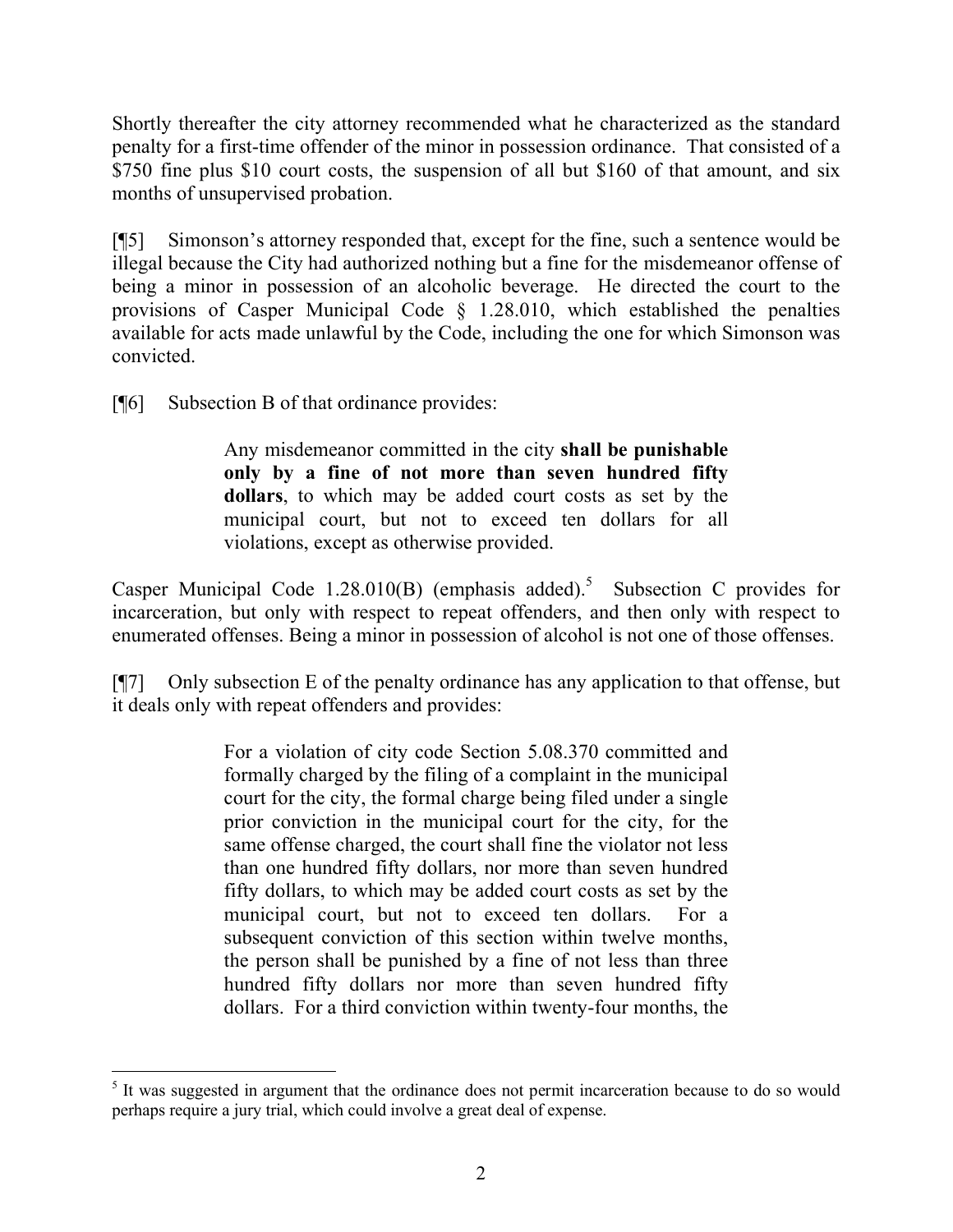Shortly thereafter the city attorney recommended what he characterized as the standard penalty for a first-time offender of the minor in possession ordinance. That consisted of a $750 fine plus $10 court costs, the suspension of all but $160 of that amount, and six months of unsupervised probation.

[¶5] Simonson's attorney responded that, except for the fine, such a sentence would be illegal because the City had authorized nothing but a fine for the misdemeanor offense of being a minor in possession of an alcoholic beverage. He directed the court to the provisions of Casper Municipal Code § 1.28.010, which established the penalties available for acts made unlawful by the Code, including the one for which Simonson was convicted.

[¶6] Subsection B of that ordinance provides:

> Any misdemeanor committed in the city **shall be punishable only by a fine of not more than seven hundred fifty dollars**, to which may be added court costs as set by the municipal court, but not to exceed ten dollars for all violations, except as otherwise provided.

Casper Municipal Code 1.28.010(B) (emphasis added).[5] Subsection C provides for incarceration, but only with respect to repeat offenders, and then only with respect to enumerated offenses. Being a minor in possession of alcohol is not one of those offenses.

[¶7] Only subsection E of the penalty ordinance has any application to that offense, but it deals only with repeat offenders and provides:

> For a violation of city code Section 5.08.370 committed and formally charged by the filing of a complaint in the municipal court for the city, the formal charge being filed under a single prior conviction in the municipal court for the city, for the same offense charged, the court shall fine the violator not less than one hundred fifty dollars, nor more than seven hundred fifty dollars, to which may be added court costs as set by the municipal court, but not to exceed ten dollars. For a subsequent conviction of this section within twelve months, the person shall be punished by a fine of not less than three hundred fifty dollars nor more than seven hundred fifty dollars. For a third conviction within twenty-four months, the

[5] It was suggested in argument that the ordinance does not permit incarceration because to do so would perhaps require a jury trial, which could involve a great deal of expense.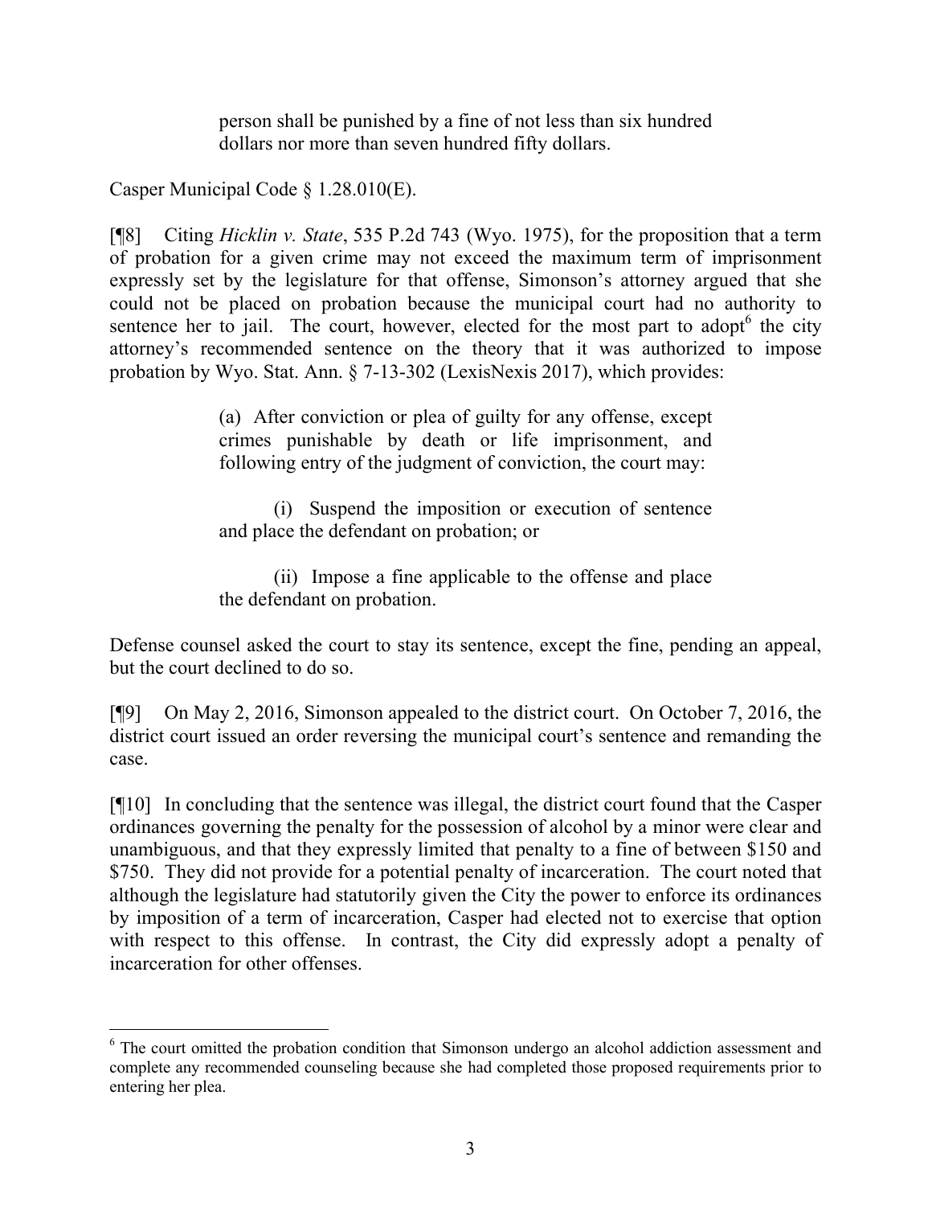> person shall be punished by a fine of not less than six hundred dollars nor more than seven hundred fifty dollars.

Casper Municipal Code § 1.28.010(E).

[¶8] Citing *Hicklin v. State*, 535 P.2d 743 (Wyo. 1975), for the proposition that a term of probation for a given crime may not exceed the maximum term of imprisonment expressly set by the legislature for that offense, Simonson's attorney argued that she could not be placed on probation because the municipal court had no authority to sentence her to jail. The court, however, elected for the most part to adopt[6] the city attorney's recommended sentence on the theory that it was authorized to impose probation by Wyo. Stat. Ann. § 7-13-302 (LexisNexis 2017), which provides:

> (a) After conviction or plea of guilty for any offense, except crimes punishable by death or life imprisonment, and following entry of the judgment of conviction, the court may:
>
> (i) Suspend the imposition or execution of sentence and place the defendant on probation; or
>
> (ii) Impose a fine applicable to the offense and place the defendant on probation.

Defense counsel asked the court to stay its sentence, except the fine, pending an appeal, but the court declined to do so.

[¶9] On May 2, 2016, Simonson appealed to the district court. On October 7, 2016, the district court issued an order reversing the municipal court's sentence and remanding the case.

[¶10] In concluding that the sentence was illegal, the district court found that the Casper ordinances governing the penalty for the possession of alcohol by a minor were clear and unambiguous, and that they expressly limited that penalty to a fine of between $150 and $750. They did not provide for a potential penalty of incarceration. The court noted that although the legislature had statutorily given the City the power to enforce its ordinances by imposition of a term of incarceration, Casper had elected not to exercise that option with respect to this offense. In contrast, the City did expressly adopt a penalty of incarceration for other offenses.

---

[6] The court omitted the probation condition that Simonson undergo an alcohol addiction assessment and complete any recommended counseling because she had completed those proposed requirements prior to entering her plea.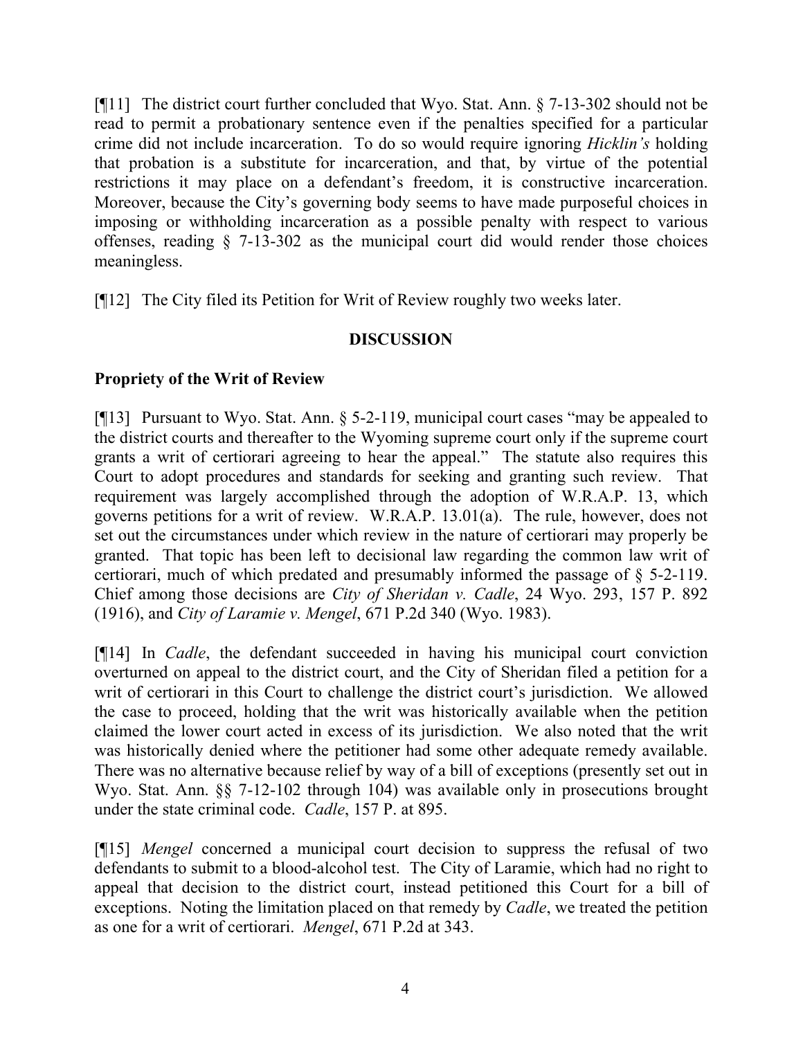[¶11] The district court further concluded that Wyo. Stat. Ann. § 7-13-302 should not be read to permit a probationary sentence even if the penalties specified for a particular crime did not include incarceration. To do so would require ignoring *Hicklin's* holding that probation is a substitute for incarceration, and that, by virtue of the potential restrictions it may place on a defendant's freedom, it is constructive incarceration. Moreover, because the City's governing body seems to have made purposeful choices in imposing or withholding incarceration as a possible penalty with respect to various offenses, reading § 7-13-302 as the municipal court did would render those choices meaningless.

[¶12] The City filed its Petition for Writ of Review roughly two weeks later.

## DISCUSSION

### Propriety of the Writ of Review

[¶13] Pursuant to Wyo. Stat. Ann. § 5-2-119, municipal court cases "may be appealed to the district courts and thereafter to the Wyoming supreme court only if the supreme court grants a writ of certiorari agreeing to hear the appeal." The statute also requires this Court to adopt procedures and standards for seeking and granting such review. That requirement was largely accomplished through the adoption of W.R.A.P. 13, which governs petitions for a writ of review. W.R.A.P. 13.01(a). The rule, however, does not set out the circumstances under which review in the nature of certiorari may properly be granted. That topic has been left to decisional law regarding the common law writ of certiorari, much of which predated and presumably informed the passage of § 5-2-119. Chief among those decisions are *City of Sheridan v. Cadle*, 24 Wyo. 293, 157 P. 892 (1916), and *City of Laramie v. Mengel*, 671 P.2d 340 (Wyo. 1983).

[¶14] In *Cadle*, the defendant succeeded in having his municipal court conviction overturned on appeal to the district court, and the City of Sheridan filed a petition for a writ of certiorari in this Court to challenge the district court's jurisdiction. We allowed the case to proceed, holding that the writ was historically available when the petition claimed the lower court acted in excess of its jurisdiction. We also noted that the writ was historically denied where the petitioner had some other adequate remedy available. There was no alternative because relief by way of a bill of exceptions (presently set out in Wyo. Stat. Ann. §§ 7-12-102 through 104) was available only in prosecutions brought under the state criminal code. *Cadle*, 157 P. at 895.

[¶15] *Mengel* concerned a municipal court decision to suppress the refusal of two defendants to submit to a blood-alcohol test. The City of Laramie, which had no right to appeal that decision to the district court, instead petitioned this Court for a bill of exceptions. Noting the limitation placed on that remedy by *Cadle*, we treated the petition as one for a writ of certiorari. *Mengel*, 671 P.2d at 343.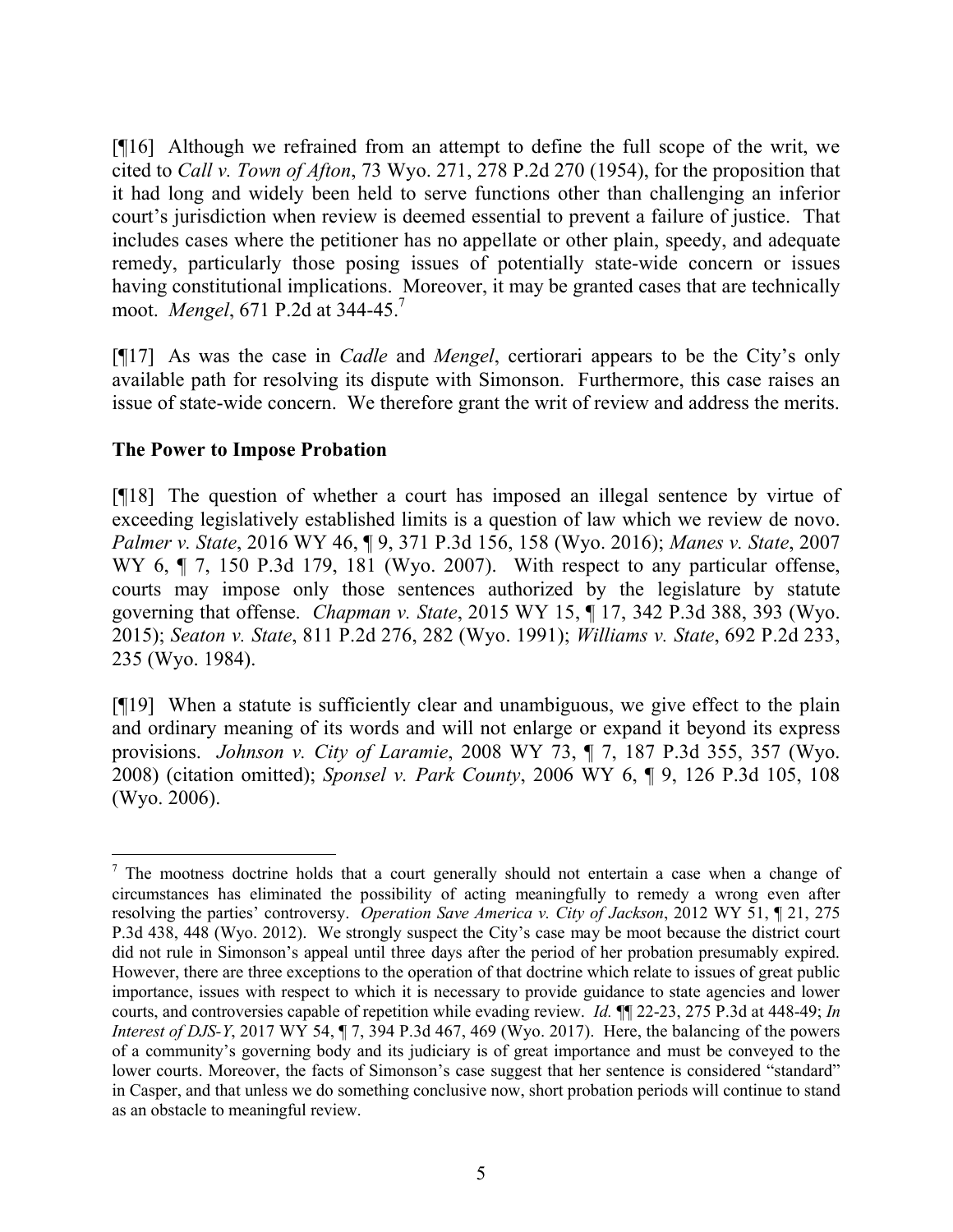[¶16] Although we refrained from an attempt to define the full scope of the writ, we cited to *Call v. Town of Afton*, 73 Wyo. 271, 278 P.2d 270 (1954), for the proposition that it had long and widely been held to serve functions other than challenging an inferior court's jurisdiction when review is deemed essential to prevent a failure of justice. That includes cases where the petitioner has no appellate or other plain, speedy, and adequate remedy, particularly those posing issues of potentially state-wide concern or issues having constitutional implications. Moreover, it may be granted cases that are technically moot. *Mengel*, 671 P.2d at 344-45.[7]

[¶17] As was the case in *Cadle* and *Mengel*, certiorari appears to be the City's only available path for resolving its dispute with Simonson. Furthermore, this case raises an issue of state-wide concern. We therefore grant the writ of review and address the merits.

## The Power to Impose Probation

[¶18] The question of whether a court has imposed an illegal sentence by virtue of exceeding legislatively established limits is a question of law which we review de novo. *Palmer v. State*, 2016 WY 46, ¶ 9, 371 P.3d 156, 158 (Wyo. 2016); *Manes v. State*, 2007 WY 6, ¶ 7, 150 P.3d 179, 181 (Wyo. 2007). With respect to any particular offense, courts may impose only those sentences authorized by the legislature by statute governing that offense. *Chapman v. State*, 2015 WY 15, ¶ 17, 342 P.3d 388, 393 (Wyo. 2015); *Seaton v. State*, 811 P.2d 276, 282 (Wyo. 1991); *Williams v. State*, 692 P.2d 233, 235 (Wyo. 1984).

[¶19] When a statute is sufficiently clear and unambiguous, we give effect to the plain and ordinary meaning of its words and will not enlarge or expand it beyond its express provisions. *Johnson v. City of Laramie*, 2008 WY 73, ¶ 7, 187 P.3d 355, 357 (Wyo. 2008) (citation omitted); *Sponsel v. Park County*, 2006 WY 6, ¶ 9, 126 P.3d 105, 108 (Wyo. 2006).

---

[7] The mootness doctrine holds that a court generally should not entertain a case when a change of circumstances has eliminated the possibility of acting meaningfully to remedy a wrong even after resolving the parties' controversy. *Operation Save America v. City of Jackson*, 2012 WY 51, ¶ 21, 275 P.3d 438, 448 (Wyo. 2012). We strongly suspect the City's case may be moot because the district court did not rule in Simonson's appeal until three days after the period of her probation presumably expired. However, there are three exceptions to the operation of that doctrine which relate to issues of great public importance, issues with respect to which it is necessary to provide guidance to state agencies and lower courts, and controversies capable of repetition while evading review. *Id.* ¶¶ 22-23, 275 P.3d at 448-49; *In Interest of DJS-Y*, 2017 WY 54, ¶ 7, 394 P.3d 467, 469 (Wyo. 2017). Here, the balancing of the powers of a community's governing body and its judiciary is of great importance and must be conveyed to the lower courts. Moreover, the facts of Simonson's case suggest that her sentence is considered "standard" in Casper, and that unless we do something conclusive now, short probation periods will continue to stand as an obstacle to meaningful review.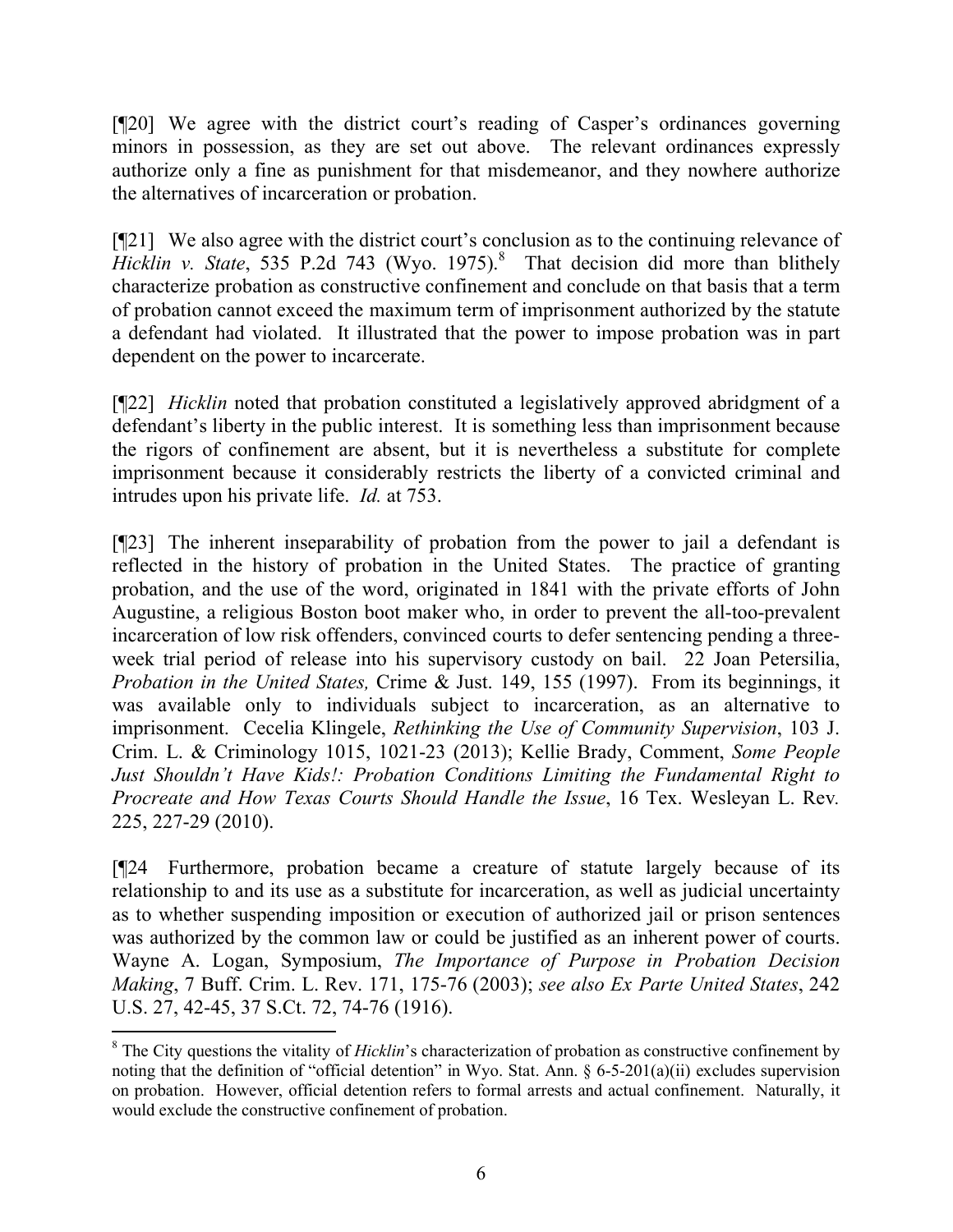[¶20] We agree with the district court's reading of Casper's ordinances governing minors in possession, as they are set out above. The relevant ordinances expressly authorize only a fine as punishment for that misdemeanor, and they nowhere authorize the alternatives of incarceration or probation.

[¶21] We also agree with the district court's conclusion as to the continuing relevance of *Hicklin v. State*, 535 P.2d 743 (Wyo. 1975).[8] That decision did more than blithely characterize probation as constructive confinement and conclude on that basis that a term of probation cannot exceed the maximum term of imprisonment authorized by the statute a defendant had violated. It illustrated that the power to impose probation was in part dependent on the power to incarcerate.

[¶22] *Hicklin* noted that probation constituted a legislatively approved abridgment of a defendant's liberty in the public interest. It is something less than imprisonment because the rigors of confinement are absent, but it is nevertheless a substitute for complete imprisonment because it considerably restricts the liberty of a convicted criminal and intrudes upon his private life. *Id.* at 753.

[¶23] The inherent inseparability of probation from the power to jail a defendant is reflected in the history of probation in the United States. The practice of granting probation, and the use of the word, originated in 1841 with the private efforts of John Augustine, a religious Boston boot maker who, in order to prevent the all-too-prevalent incarceration of low risk offenders, convinced courts to defer sentencing pending a three-week trial period of release into his supervisory custody on bail. 22 Joan Petersilia, *Probation in the United States,* Crime & Just. 149, 155 (1997). From its beginnings, it was available only to individuals subject to incarceration, as an alternative to imprisonment. Cecelia Klingele, *Rethinking the Use of Community Supervision*, 103 J. Crim. L. & Criminology 1015, 1021-23 (2013); Kellie Brady, Comment, *Some People Just Shouldn't Have Kids!: Probation Conditions Limiting the Fundamental Right to Procreate and How Texas Courts Should Handle the Issue*, 16 Tex. Wesleyan L. Rev. 225, 227-29 (2010).

[¶24 Furthermore, probation became a creature of statute largely because of its relationship to and its use as a substitute for incarceration, as well as judicial uncertainty as to whether suspending imposition or execution of authorized jail or prison sentences was authorized by the common law or could be justified as an inherent power of courts. Wayne A. Logan, Symposium, *The Importance of Purpose in Probation Decision Making*, 7 Buff. Crim. L. Rev. 171, 175-76 (2003); *see also Ex Parte United States*, 242 U.S. 27, 42-45, 37 S.Ct. 72, 74-76 (1916).

---

[8] The City questions the vitality of *Hicklin*'s characterization of probation as constructive confinement by noting that the definition of "official detention" in Wyo. Stat. Ann. § 6-5-201(a)(ii) excludes supervision on probation. However, official detention refers to formal arrests and actual confinement. Naturally, it would exclude the constructive confinement of probation.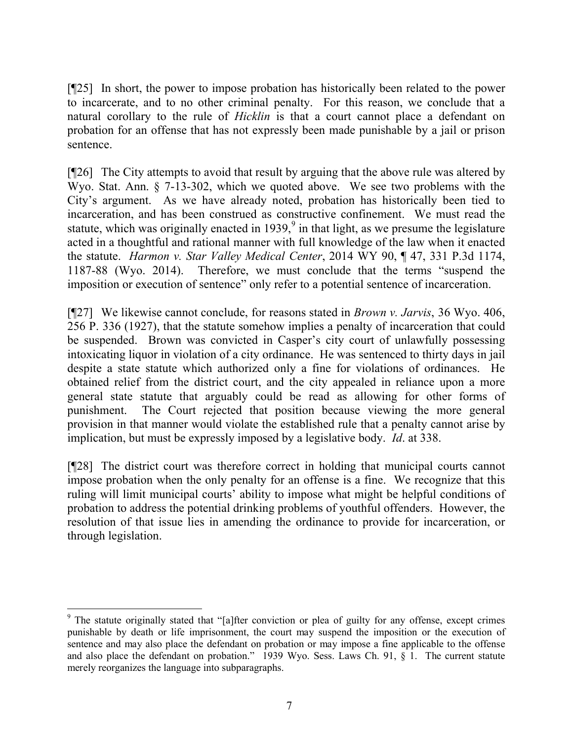[¶25] In short, the power to impose probation has historically been related to the power to incarcerate, and to no other criminal penalty. For this reason, we conclude that a natural corollary to the rule of *Hicklin* is that a court cannot place a defendant on probation for an offense that has not expressly been made punishable by a jail or prison sentence.

[¶26] The City attempts to avoid that result by arguing that the above rule was altered by Wyo. Stat. Ann. § 7-13-302, which we quoted above. We see two problems with the City's argument. As we have already noted, probation has historically been tied to incarceration, and has been construed as constructive confinement. We must read the statute, which was originally enacted in 1939,[9] in that light, as we presume the legislature acted in a thoughtful and rational manner with full knowledge of the law when it enacted the statute. *Harmon v. Star Valley Medical Center*, 2014 WY 90, ¶ 47, 331 P.3d 1174, 1187-88 (Wyo. 2014). Therefore, we must conclude that the terms "suspend the imposition or execution of sentence" only refer to a potential sentence of incarceration.

[¶27] We likewise cannot conclude, for reasons stated in *Brown v. Jarvis*, 36 Wyo. 406, 256 P. 336 (1927), that the statute somehow implies a penalty of incarceration that could be suspended. Brown was convicted in Casper's city court of unlawfully possessing intoxicating liquor in violation of a city ordinance. He was sentenced to thirty days in jail despite a state statute which authorized only a fine for violations of ordinances. He obtained relief from the district court, and the city appealed in reliance upon a more general state statute that arguably could be read as allowing for other forms of punishment. The Court rejected that position because viewing the more general provision in that manner would violate the established rule that a penalty cannot arise by implication, but must be expressly imposed by a legislative body. *Id*. at 338.

[¶28] The district court was therefore correct in holding that municipal courts cannot impose probation when the only penalty for an offense is a fine. We recognize that this ruling will limit municipal courts' ability to impose what might be helpful conditions of probation to address the potential drinking problems of youthful offenders. However, the resolution of that issue lies in amending the ordinance to provide for incarceration, or through legislation.

---

[9] The statute originally stated that "[a]fter conviction or plea of guilty for any offense, except crimes punishable by death or life imprisonment, the court may suspend the imposition or the execution of sentence and may also place the defendant on probation or may impose a fine applicable to the offense and also place the defendant on probation." 1939 Wyo. Sess. Laws Ch. 91, § 1. The current statute merely reorganizes the language into subparagraphs.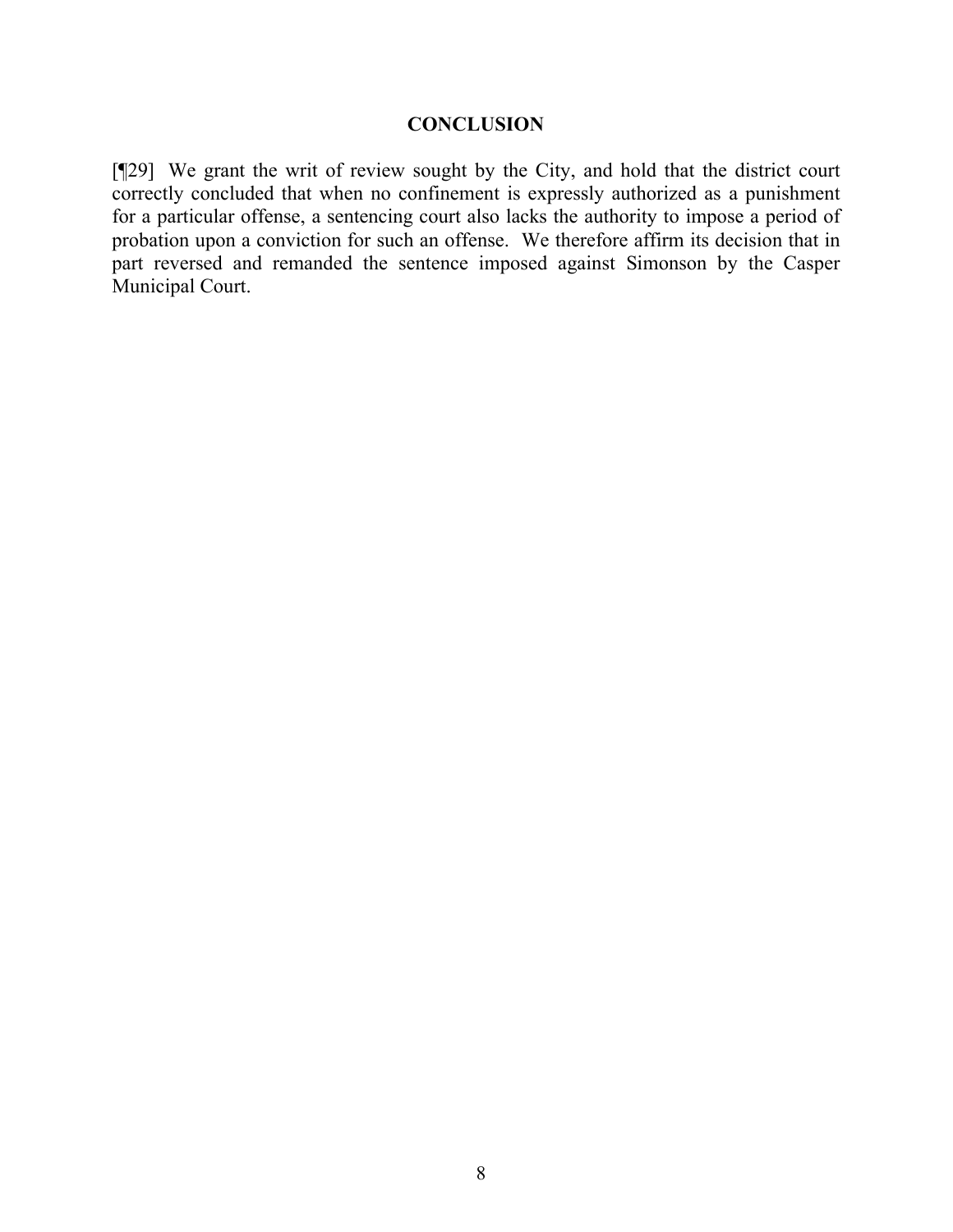## CONCLUSION

[¶29] We grant the writ of review sought by the City, and hold that the district court correctly concluded that when no confinement is expressly authorized as a punishment for a particular offense, a sentencing court also lacks the authority to impose a period of probation upon a conviction for such an offense. We therefore affirm its decision that in part reversed and remanded the sentence imposed against Simonson by the Casper Municipal Court.